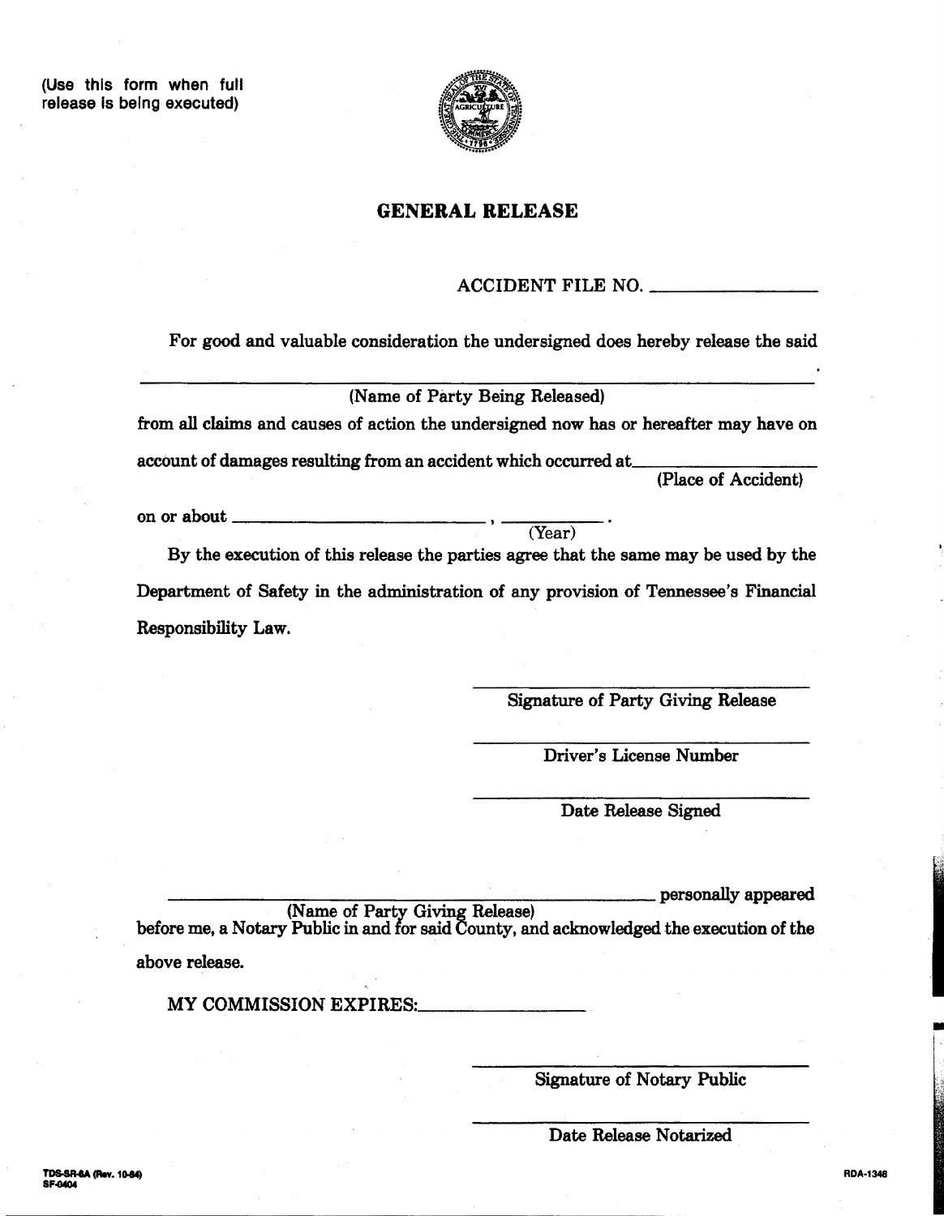(Use this form when full release is being executed)

## GENERAL RELEASE

ACCIDENT FILE NO. ________________

For good and valuable consideration the undersigned does hereby release the said

________________________________________________________________
(Name of Party Being Released)

from all claims and causes of action the undersigned now has or hereafter may have on account of damages resulting from an accident which occurred at ________________ (Place of Accident)

on or about __________________________ , __________ .
(Year)

By the execution of this release the parties agree that the same may be used by the Department of Safety in the administration of any provision of Tennessee's Financial Responsibility Law.

______________________________
Signature of Party Giving Release

______________________________
Driver's License Number

______________________________
Date Release Signed

________________________________________________ personally appeared
(Name of Party Giving Release)
before me, a Notary Public in and for said County, and acknowledged the execution of the above release.

MY COMMISSION EXPIRES: ________________

______________________________
Signature of Notary Public

______________________________
Date Release Notarized

TDS-SR-6A (Rev. 10-84)
SF-0404

RDA-1348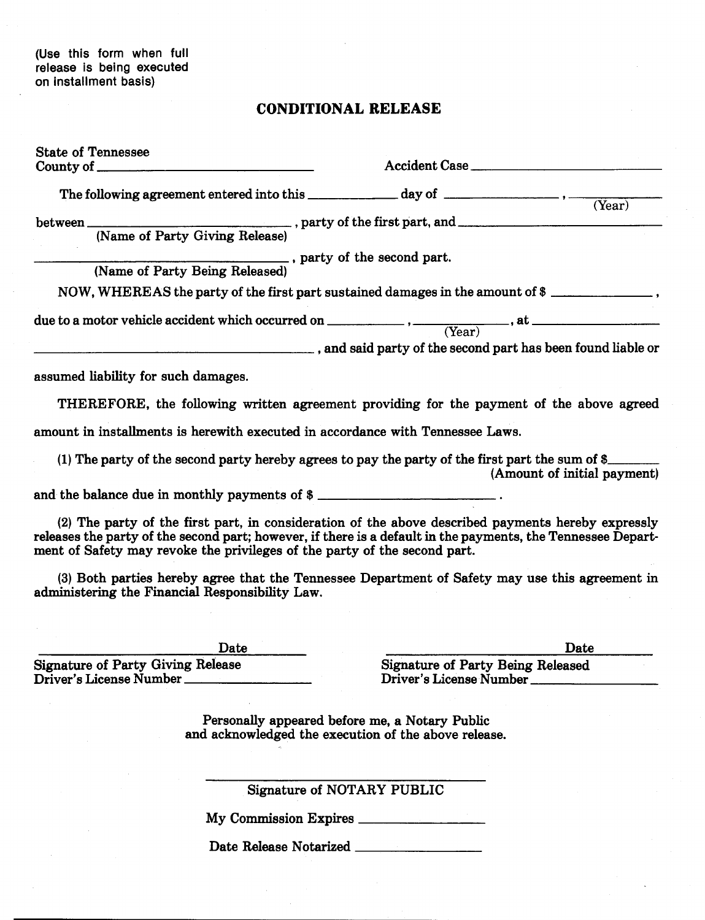(Use this form when full release is being executed on installment basis)

## CONDITIONAL RELEASE

State of Tennessee
County of \_\_\_\_\_\_\_\_\_\_\_\_\_\_\_\_\_\_\_\_\_\_\_\_\_\_\_\_\_\_ Accident Case \_\_\_\_\_\_\_\_\_\_\_\_\_\_\_\_\_\_\_\_\_\_\_\_\_\_\_\_

The following agreement entered into this \_\_\_\_\_\_\_\_\_\_\_\_ day of \_\_\_\_\_\_\_\_\_\_\_\_\_\_\_\_, \_\_\_\_\_\_\_\_\_\_\_\_ (Year)

between \_\_\_\_\_\_\_\_\_\_\_\_\_\_\_\_\_\_\_\_\_\_\_\_\_\_\_\_\_\_ (Name of Party Giving Release), party of the first part, and \_\_\_\_\_\_\_\_\_\_\_\_\_\_\_\_\_\_\_\_\_\_\_\_\_\_\_\_\_\_

\_\_\_\_\_\_\_\_\_\_\_\_\_\_\_\_\_\_\_\_\_\_\_\_\_\_\_\_\_\_ (Name of Party Being Released), party of the second part.

NOW, WHEREAS the party of the first part sustained damages in the amount of $ \_\_\_\_\_\_\_\_\_\_\_\_\_\_,

due to a motor vehicle accident which occurred on \_\_\_\_\_\_\_\_\_\_, \_\_\_\_\_\_\_\_\_\_\_\_ (Year), at \_\_\_\_\_\_\_\_\_\_\_\_\_\_\_\_\_\_

\_\_\_\_\_\_\_\_\_\_\_\_\_\_\_\_\_\_\_\_\_\_\_\_\_\_\_\_\_\_\_\_\_\_\_\_\_\_\_\_, and said party of the second part has been found liable or assumed liability for such damages.

THEREFORE, the following written agreement providing for the payment of the above agreed amount in installments is herewith executed in accordance with Tennessee Laws.

(1) The party of the second party hereby agrees to pay the party of the first part the sum of $\_\_\_\_\_\_\_ (Amount of initial payment)

and the balance due in monthly payments of $ \_\_\_\_\_\_\_\_\_\_\_\_\_\_\_\_\_\_\_\_\_\_\_\_\_.

(2) The party of the first part, in consideration of the above described payments hereby expressly releases the party of the second part; however, if there is a default in the payments, the Tennessee Department of Safety may revoke the privileges of the party of the second part.

(3) Both parties hereby agree that the Tennessee Department of Safety may use this agreement in administering the Financial Responsibility Law.

\_\_\_\_\_\_\_\_\_\_\_\_\_\_\_\_\_\_\_\_\_\_\_\_\_ Date \_\_\_\_\_\_\_\_
Signature of Party Giving Release
Driver's License Number \_\_\_\_\_\_\_\_\_\_\_\_\_\_\_\_\_

\_\_\_\_\_\_\_\_\_\_\_\_\_\_\_\_\_\_\_\_\_\_\_\_\_ Date \_\_\_\_\_\_\_\_
Signature of Party Being Released
Driver's License Number \_\_\_\_\_\_\_\_\_\_\_\_\_\_\_\_\_

Personally appeared before me, a Notary Public and acknowledged the execution of the above release.

\_\_\_\_\_\_\_\_\_\_\_\_\_\_\_\_\_\_\_\_\_\_\_\_\_\_\_\_\_\_\_\_\_\_\_\_
Signature of NOTARY PUBLIC

My Commission Expires \_\_\_\_\_\_\_\_\_\_\_\_\_\_\_\_\_

Date Release Notarized \_\_\_\_\_\_\_\_\_\_\_\_\_\_\_\_\_